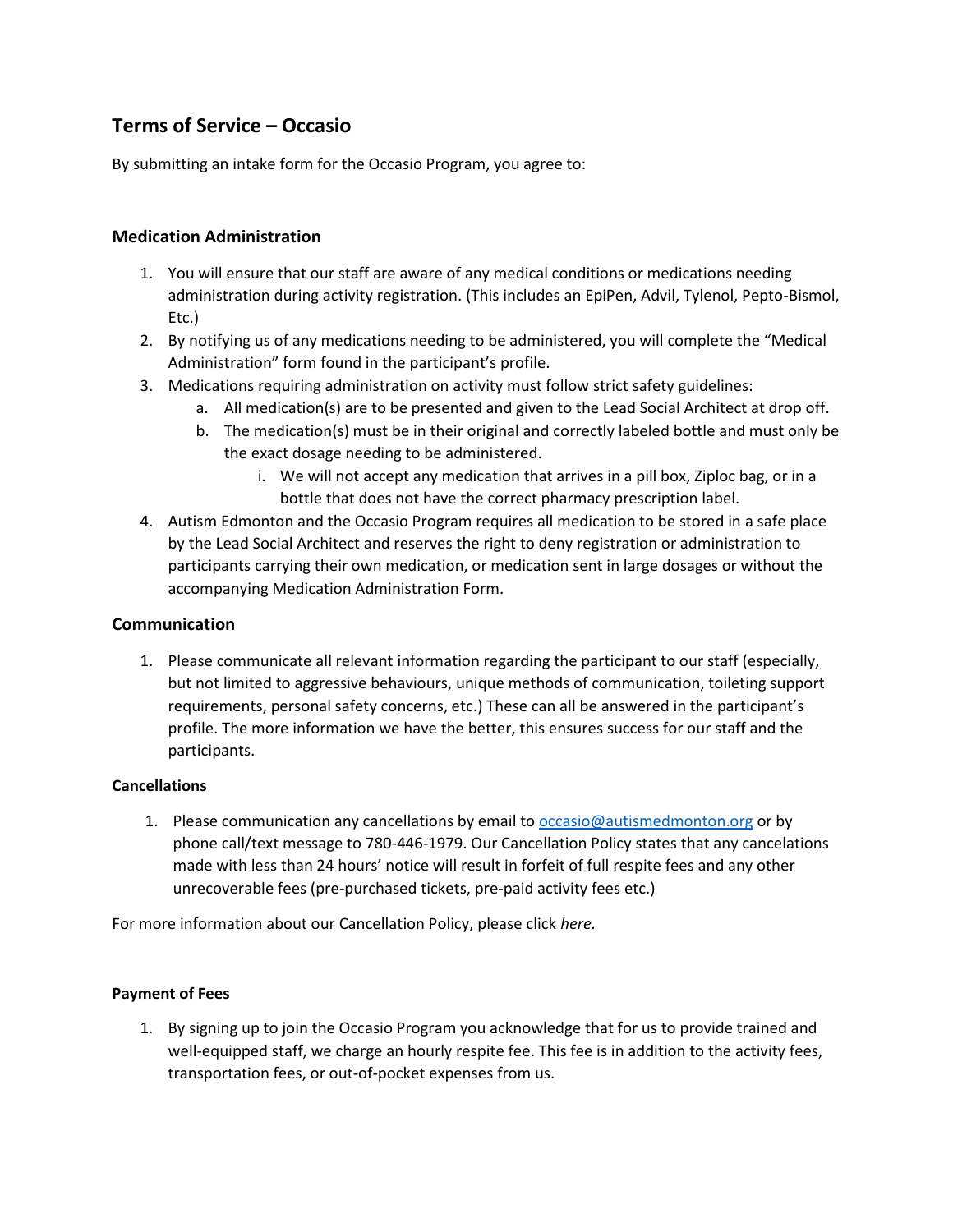# Terms of Service – Occasio

By submitting an intake form for the Occasio Program, you agree to:

## Medication Administration

1. You will ensure that our staff are aware of any medical conditions or medications needing administration during activity registration. (This includes an EpiPen, Advil, Tylenol, Pepto-Bismol, Etc.)
2. By notifying us of any medications needing to be administered, you will complete the "Medical Administration" form found in the participant's profile.
3. Medications requiring administration on activity must follow strict safety guidelines:
    a. All medication(s) are to be presented and given to the Lead Social Architect at drop off.
    b. The medication(s) must be in their original and correctly labeled bottle and must only be the exact dosage needing to be administered.
        i. We will not accept any medication that arrives in a pill box, Ziploc bag, or in a bottle that does not have the correct pharmacy prescription label.
4. Autism Edmonton and the Occasio Program requires all medication to be stored in a safe place by the Lead Social Architect and reserves the right to deny registration or administration to participants carrying their own medication, or medication sent in large dosages or without the accompanying Medication Administration Form.

## Communication

1. Please communicate all relevant information regarding the participant to our staff (especially, but not limited to aggressive behaviours, unique methods of communication, toileting support requirements, personal safety concerns, etc.) These can all be answered in the participant's profile. The more information we have the better, this ensures success for our staff and the participants.

### Cancellations

1. Please communication any cancellations by email to [occasio@autismedmonton.org](mailto:occasio@autismedmonton.org) or by phone call/text message to 780-446-1979. Our Cancellation Policy states that any cancelations made with less than 24 hours' notice will result in forfeit of full respite fees and any other unrecoverable fees (pre-purchased tickets, pre-paid activity fees etc.)

For more information about our Cancellation Policy, please click *here.*

### Payment of Fees

1. By signing up to join the Occasio Program you acknowledge that for us to provide trained and well-equipped staff, we charge an hourly respite fee. This fee is in addition to the activity fees, transportation fees, or out-of-pocket expenses from us.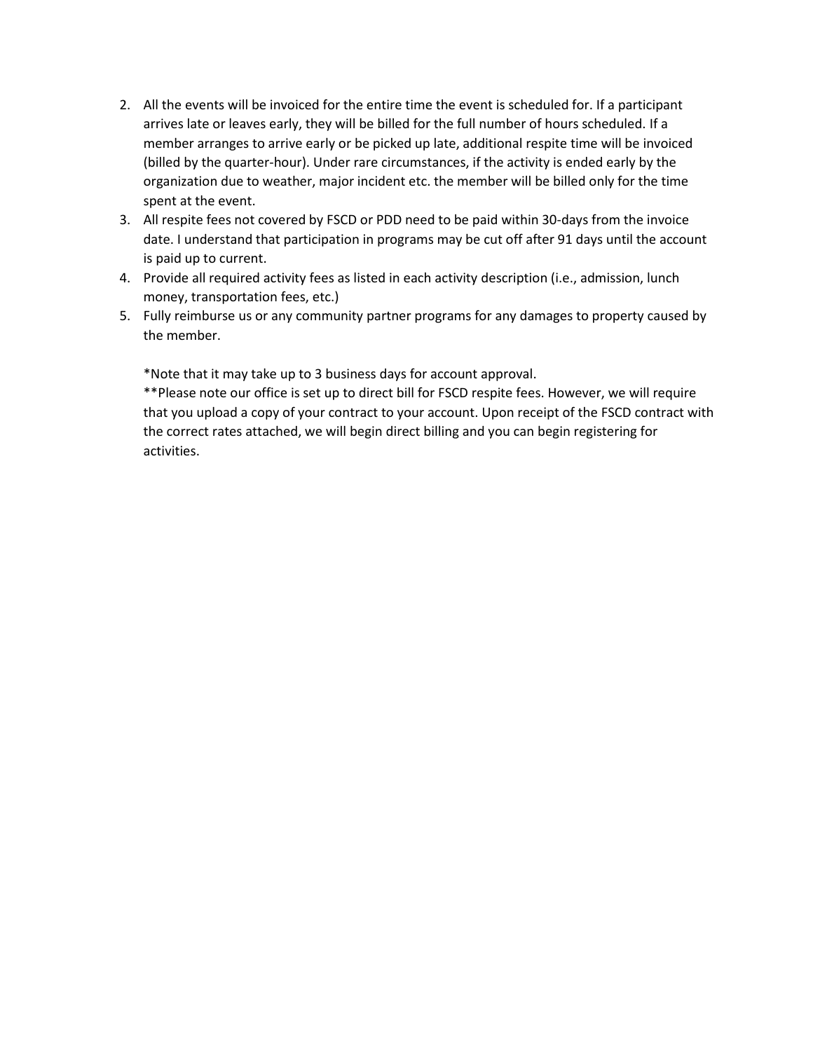2. All the events will be invoiced for the entire time the event is scheduled for. If a participant arrives late or leaves early, they will be billed for the full number of hours scheduled. If a member arranges to arrive early or be picked up late, additional respite time will be invoiced (billed by the quarter-hour). Under rare circumstances, if the activity is ended early by the organization due to weather, major incident etc. the member will be billed only for the time spent at the event.
3. All respite fees not covered by FSCD or PDD need to be paid within 30-days from the invoice date. I understand that participation in programs may be cut off after 91 days until the account is paid up to current.
4. Provide all required activity fees as listed in each activity description (i.e., admission, lunch money, transportation fees, etc.)
5. Fully reimburse us or any community partner programs for any damages to property caused by the member.

   *Note that it may take up to 3 business days for account approval.

   **Please note our office is set up to direct bill for FSCD respite fees. However, we will require that you upload a copy of your contract to your account. Upon receipt of the FSCD contract with the correct rates attached, we will begin direct billing and you can begin registering for activities.